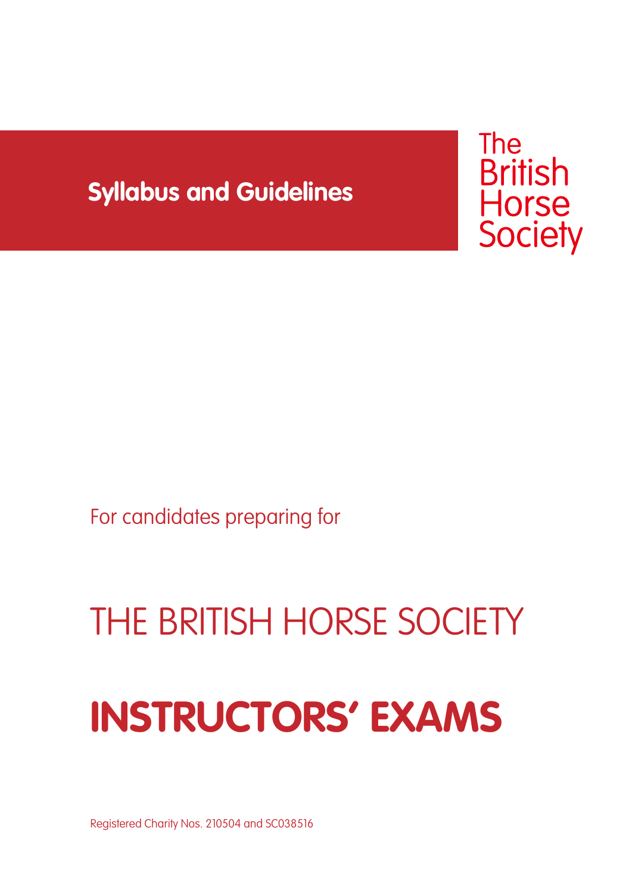**Syllabus and Guidelines**

The British Horse Society

For candidates preparing for

# THE BRITISH HORSE SOCIETY

# INSTRUCTORS' EXAMS

Registered Charity Nos. 210504 and SC038516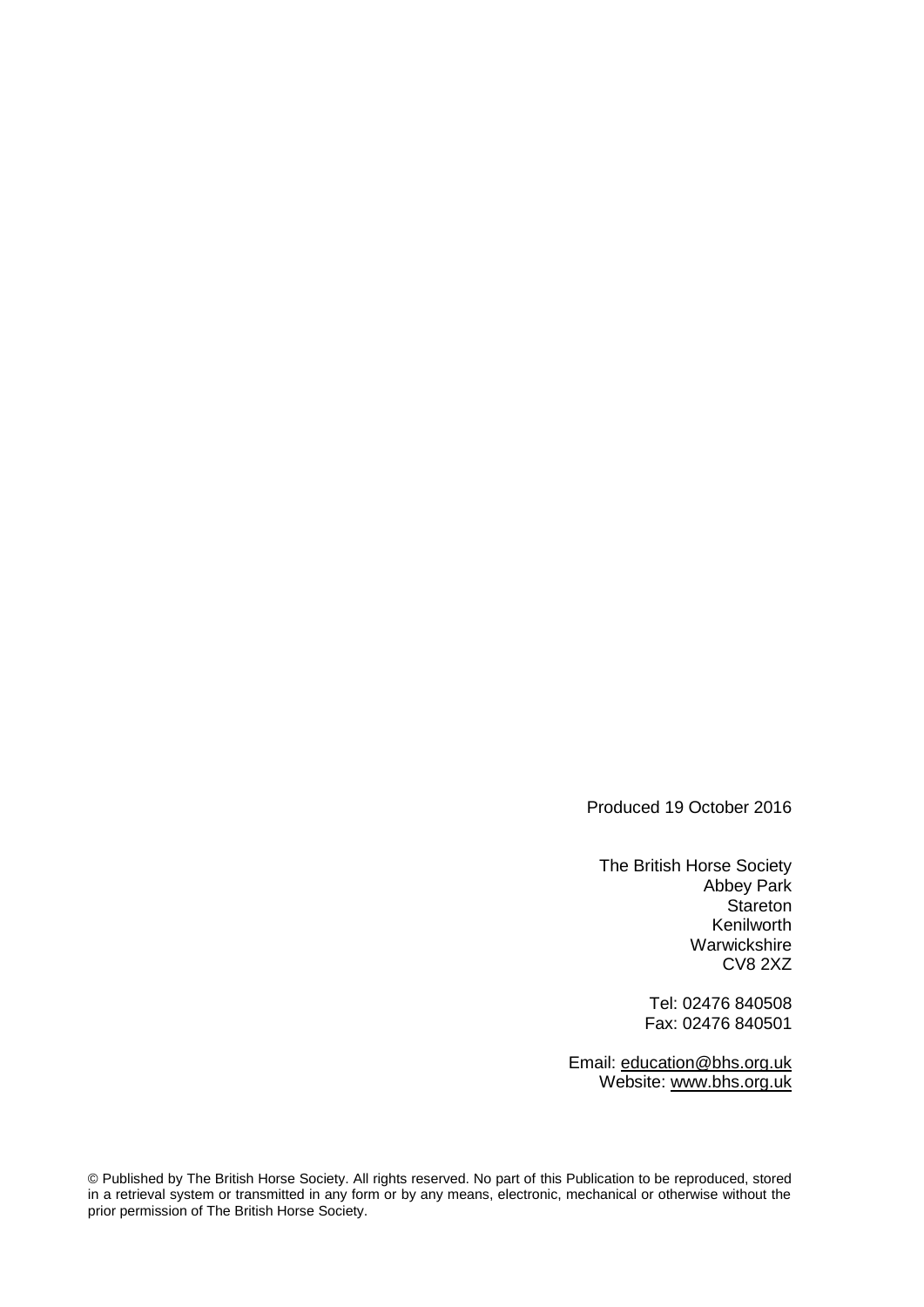Produced 19 October 2016

The British Horse Society  
Abbey Park  
Stareton  
Kenilworth  
Warwickshire  
CV8 2XZ

Tel: 02476 840508  
Fax: 02476 840501

Email: education@bhs.org.uk  
Website: www.bhs.org.uk

© Published by The British Horse Society. All rights reserved. No part of this Publication to be reproduced, stored in a retrieval system or transmitted in any form or by any means, electronic, mechanical or otherwise without the prior permission of The British Horse Society.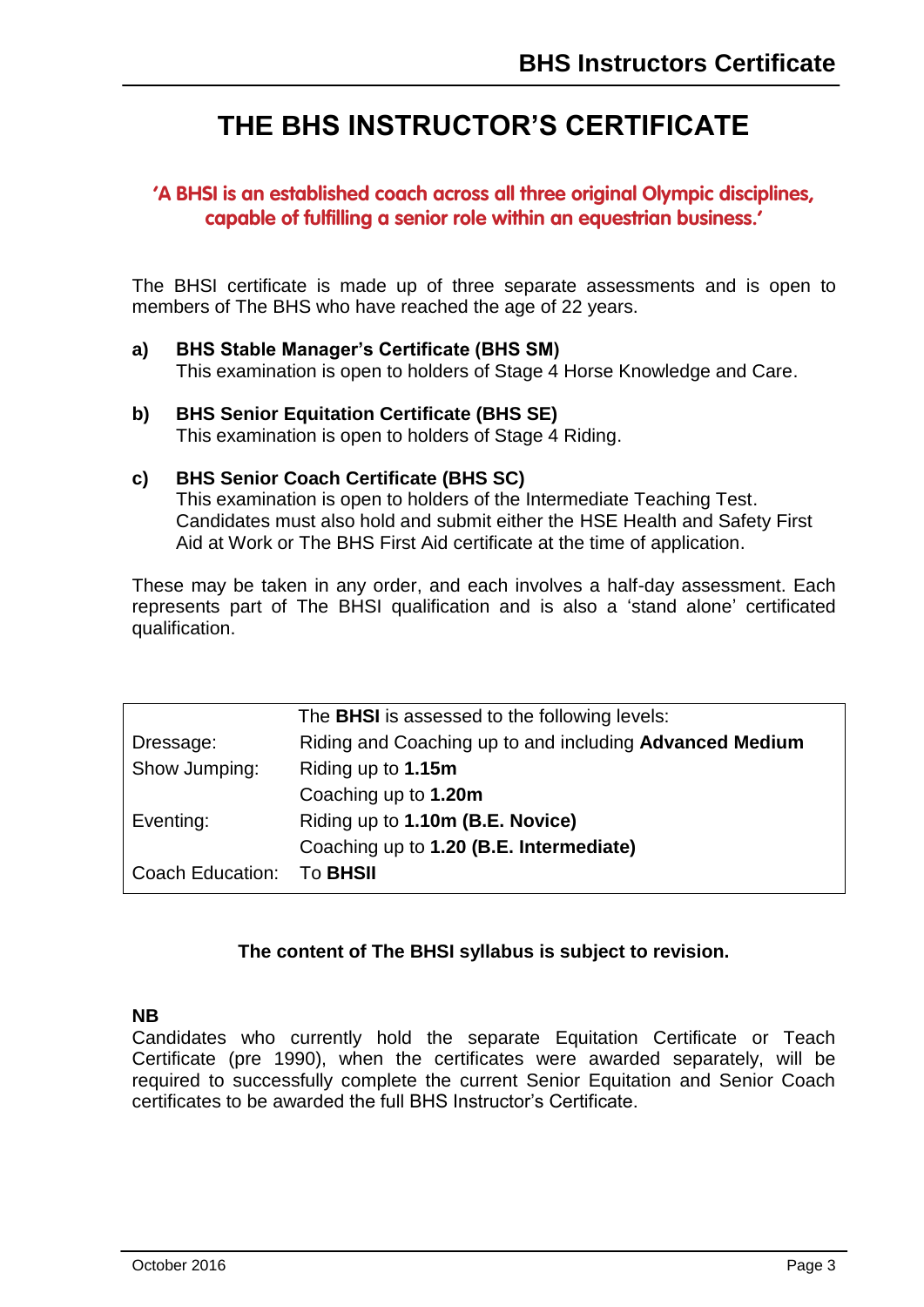# THE BHS INSTRUCTOR'S CERTIFICATE

**'A BHSI is an established coach across all three original Olympic disciplines, capable of fulfilling a senior role within an equestrian business.'**

The BHSI certificate is made up of three separate assessments and is open to members of The BHS who have reached the age of 22 years.

**a) BHS Stable Manager's Certificate (BHS SM)**
This examination is open to holders of Stage 4 Horse Knowledge and Care.

**b) BHS Senior Equitation Certificate (BHS SE)**
This examination is open to holders of Stage 4 Riding.

**c) BHS Senior Coach Certificate (BHS SC)**
This examination is open to holders of the Intermediate Teaching Test. Candidates must also hold and submit either the HSE Health and Safety First Aid at Work or The BHS First Aid certificate at the time of application.

These may be taken in any order, and each involves a half-day assessment. Each represents part of The BHSI qualification and is also a 'stand alone' certificated qualification.

| | The **BHSI** is assessed to the following levels: |
|---|---|
| Dressage: | Riding and Coaching up to and including **Advanced Medium** |
| Show Jumping: | Riding up to **1.15m** |
| | Coaching up to **1.20m** |
| Eventing: | Riding up to **1.10m (B.E. Novice)** |
| | Coaching up to **1.20 (B.E. Intermediate)** |
| Coach Education: | To **BHSII** |

**The content of The BHSI syllabus is subject to revision.**

**NB**
Candidates who currently hold the separate Equitation Certificate or Teach Certificate (pre 1990), when the certificates were awarded separately, will be required to successfully complete the current Senior Equitation and Senior Coach certificates to be awarded the full BHS Instructor's Certificate.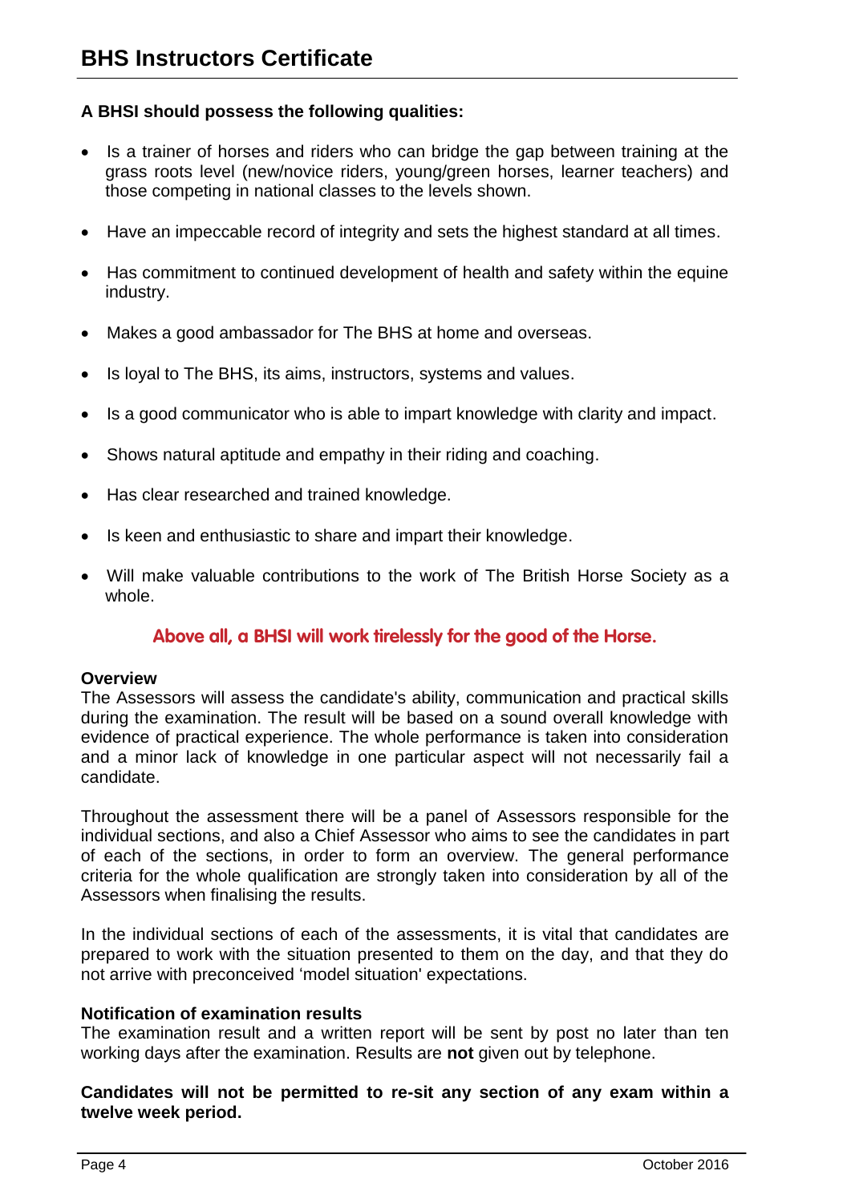# BHS Instructors Certificate

**A BHSI should possess the following qualities:**

- Is a trainer of horses and riders who can bridge the gap between training at the grass roots level (new/novice riders, young/green horses, learner teachers) and those competing in national classes to the levels shown.
- Have an impeccable record of integrity and sets the highest standard at all times.
- Has commitment to continued development of health and safety within the equine industry.
- Makes a good ambassador for The BHS at home and overseas.
- Is loyal to The BHS, its aims, instructors, systems and values.
- Is a good communicator who is able to impart knowledge with clarity and impact.
- Shows natural aptitude and empathy in their riding and coaching.
- Has clear researched and trained knowledge.
- Is keen and enthusiastic to share and impart their knowledge.
- Will make valuable contributions to the work of The British Horse Society as a whole.

**Above all, a BHSI will work tirelessly for the good of the Horse.**

**Overview**
The Assessors will assess the candidate's ability, communication and practical skills during the examination. The result will be based on a sound overall knowledge with evidence of practical experience. The whole performance is taken into consideration and a minor lack of knowledge in one particular aspect will not necessarily fail a candidate.

Throughout the assessment there will be a panel of Assessors responsible for the individual sections, and also a Chief Assessor who aims to see the candidates in part of each of the sections, in order to form an overview. The general performance criteria for the whole qualification are strongly taken into consideration by all of the Assessors when finalising the results.

In the individual sections of each of the assessments, it is vital that candidates are prepared to work with the situation presented to them on the day, and that they do not arrive with preconceived 'model situation' expectations.

**Notification of examination results**
The examination result and a written report will be sent by post no later than ten working days after the examination. Results are **not** given out by telephone.

**Candidates will not be permitted to re-sit any section of any exam within a twelve week period.**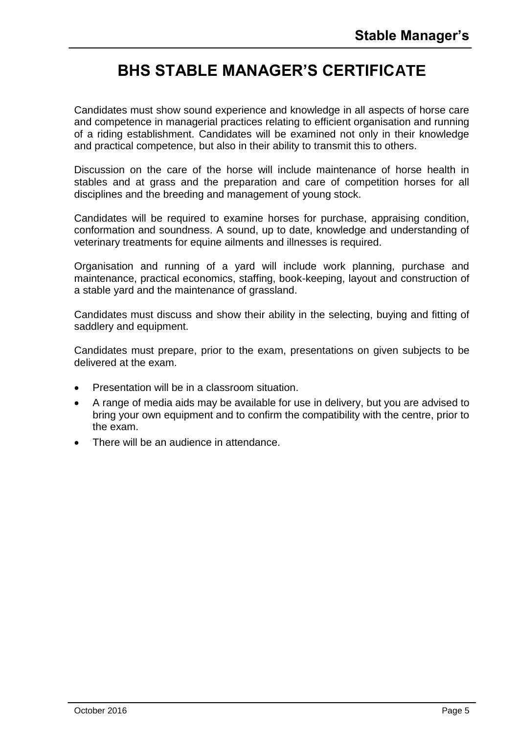# BHS STABLE MANAGER'S CERTIFICATE

Candidates must show sound experience and knowledge in all aspects of horse care and competence in managerial practices relating to efficient organisation and running of a riding establishment. Candidates will be examined not only in their knowledge and practical competence, but also in their ability to transmit this to others.

Discussion on the care of the horse will include maintenance of horse health in stables and at grass and the preparation and care of competition horses for all disciplines and the breeding and management of young stock.

Candidates will be required to examine horses for purchase, appraising condition, conformation and soundness. A sound, up to date, knowledge and understanding of veterinary treatments for equine ailments and illnesses is required.

Organisation and running of a yard will include work planning, purchase and maintenance, practical economics, staffing, book-keeping, layout and construction of a stable yard and the maintenance of grassland.

Candidates must discuss and show their ability in the selecting, buying and fitting of saddlery and equipment.

Candidates must prepare, prior to the exam, presentations on given subjects to be delivered at the exam.

- Presentation will be in a classroom situation.
- A range of media aids may be available for use in delivery, but you are advised to bring your own equipment and to confirm the compatibility with the centre, prior to the exam.
- There will be an audience in attendance.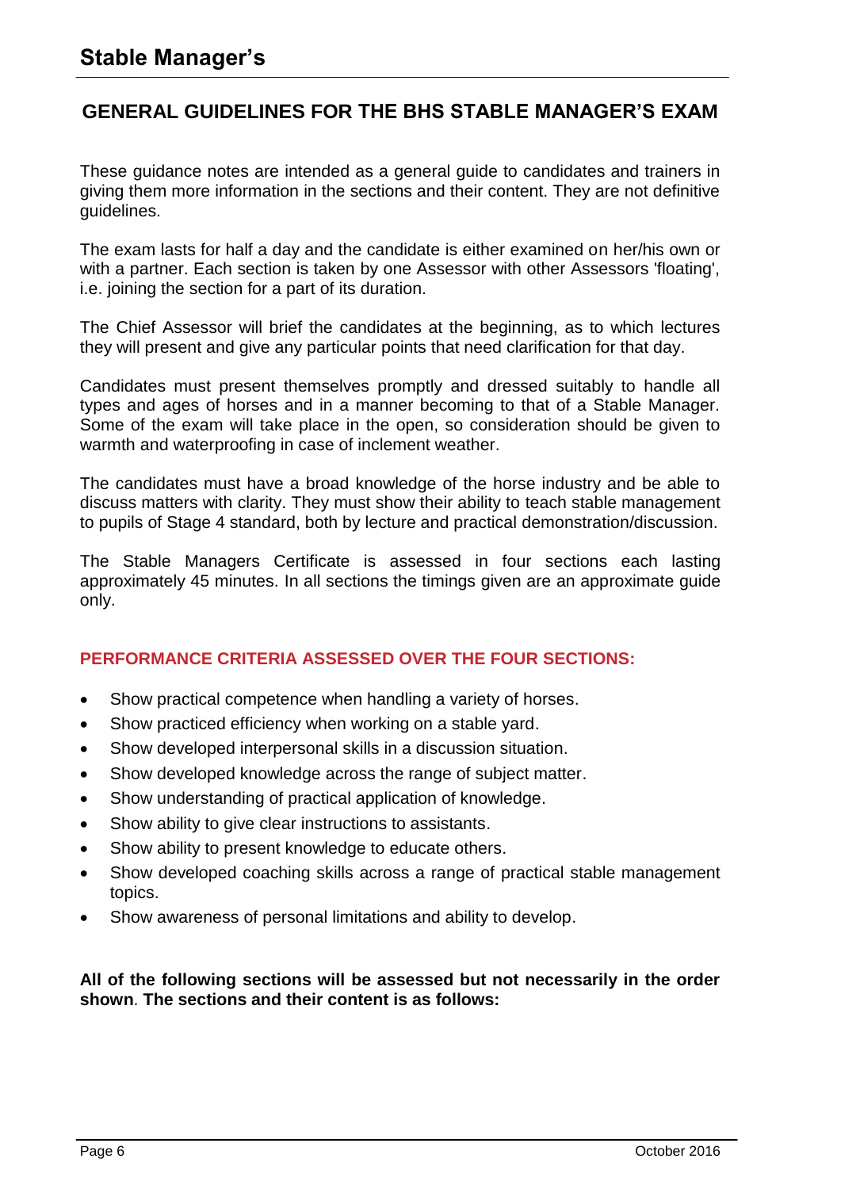## GENERAL GUIDELINES FOR THE BHS STABLE MANAGER'S EXAM

These guidance notes are intended as a general guide to candidates and trainers in giving them more information in the sections and their content. They are not definitive guidelines.

The exam lasts for half a day and the candidate is either examined on her/his own or with a partner. Each section is taken by one Assessor with other Assessors 'floating', i.e. joining the section for a part of its duration.

The Chief Assessor will brief the candidates at the beginning, as to which lectures they will present and give any particular points that need clarification for that day.

Candidates must present themselves promptly and dressed suitably to handle all types and ages of horses and in a manner becoming to that of a Stable Manager. Some of the exam will take place in the open, so consideration should be given to warmth and waterproofing in case of inclement weather.

The candidates must have a broad knowledge of the horse industry and be able to discuss matters with clarity. They must show their ability to teach stable management to pupils of Stage 4 standard, both by lecture and practical demonstration/discussion.

The Stable Managers Certificate is assessed in four sections each lasting approximately 45 minutes. In all sections the timings given are an approximate guide only.

### PERFORMANCE CRITERIA ASSESSED OVER THE FOUR SECTIONS:

- Show practical competence when handling a variety of horses.
- Show practiced efficiency when working on a stable yard.
- Show developed interpersonal skills in a discussion situation.
- Show developed knowledge across the range of subject matter.
- Show understanding of practical application of knowledge.
- Show ability to give clear instructions to assistants.
- Show ability to present knowledge to educate others.
- Show developed coaching skills across a range of practical stable management topics.
- Show awareness of personal limitations and ability to develop.

**All of the following sections will be assessed but not necessarily in the order shown. The sections and their content is as follows:**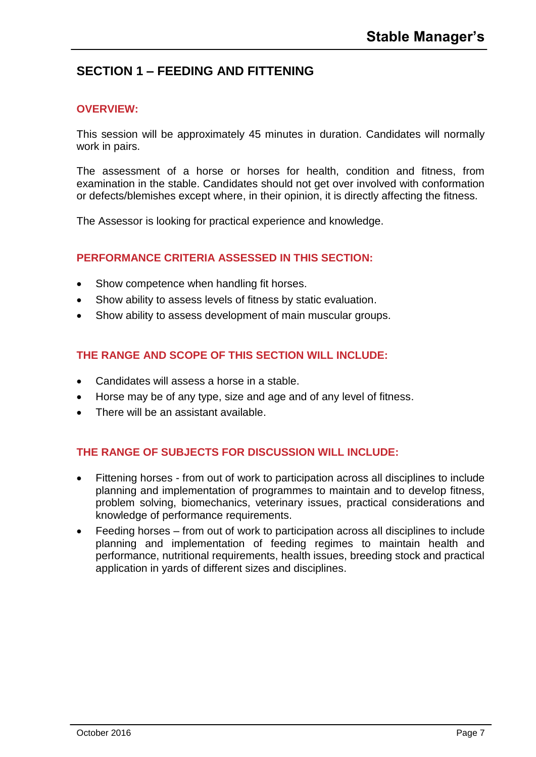## SECTION 1 – FEEDING AND FITTENING

### OVERVIEW:

This session will be approximately 45 minutes in duration. Candidates will normally work in pairs.

The assessment of a horse or horses for health, condition and fitness, from examination in the stable. Candidates should not get over involved with conformation or defects/blemishes except where, in their opinion, it is directly affecting the fitness.

The Assessor is looking for practical experience and knowledge.

### PERFORMANCE CRITERIA ASSESSED IN THIS SECTION:

- Show competence when handling fit horses.
- Show ability to assess levels of fitness by static evaluation.
- Show ability to assess development of main muscular groups.

### THE RANGE AND SCOPE OF THIS SECTION WILL INCLUDE:

- Candidates will assess a horse in a stable.
- Horse may be of any type, size and age and of any level of fitness.
- There will be an assistant available.

### THE RANGE OF SUBJECTS FOR DISCUSSION WILL INCLUDE:

- Fittening horses - from out of work to participation across all disciplines to include planning and implementation of programmes to maintain and to develop fitness, problem solving, biomechanics, veterinary issues, practical considerations and knowledge of performance requirements.
- Feeding horses – from out of work to participation across all disciplines to include planning and implementation of feeding regimes to maintain health and performance, nutritional requirements, health issues, breeding stock and practical application in yards of different sizes and disciplines.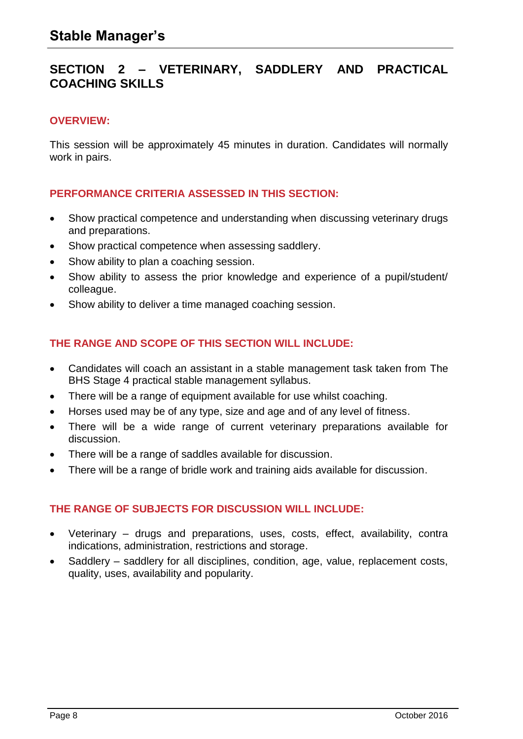## SECTION 2 – VETERINARY, SADDLERY AND PRACTICAL COACHING SKILLS

### OVERVIEW:

This session will be approximately 45 minutes in duration. Candidates will normally work in pairs.

### PERFORMANCE CRITERIA ASSESSED IN THIS SECTION:

- Show practical competence and understanding when discussing veterinary drugs and preparations.
- Show practical competence when assessing saddlery.
- Show ability to plan a coaching session.
- Show ability to assess the prior knowledge and experience of a pupil/student/ colleague.
- Show ability to deliver a time managed coaching session.

### THE RANGE AND SCOPE OF THIS SECTION WILL INCLUDE:

- Candidates will coach an assistant in a stable management task taken from The BHS Stage 4 practical stable management syllabus.
- There will be a range of equipment available for use whilst coaching.
- Horses used may be of any type, size and age and of any level of fitness.
- There will be a wide range of current veterinary preparations available for discussion.
- There will be a range of saddles available for discussion.
- There will be a range of bridle work and training aids available for discussion.

### THE RANGE OF SUBJECTS FOR DISCUSSION WILL INCLUDE:

- Veterinary – drugs and preparations, uses, costs, effect, availability, contra indications, administration, restrictions and storage.
- Saddlery – saddlery for all disciplines, condition, age, value, replacement costs, quality, uses, availability and popularity.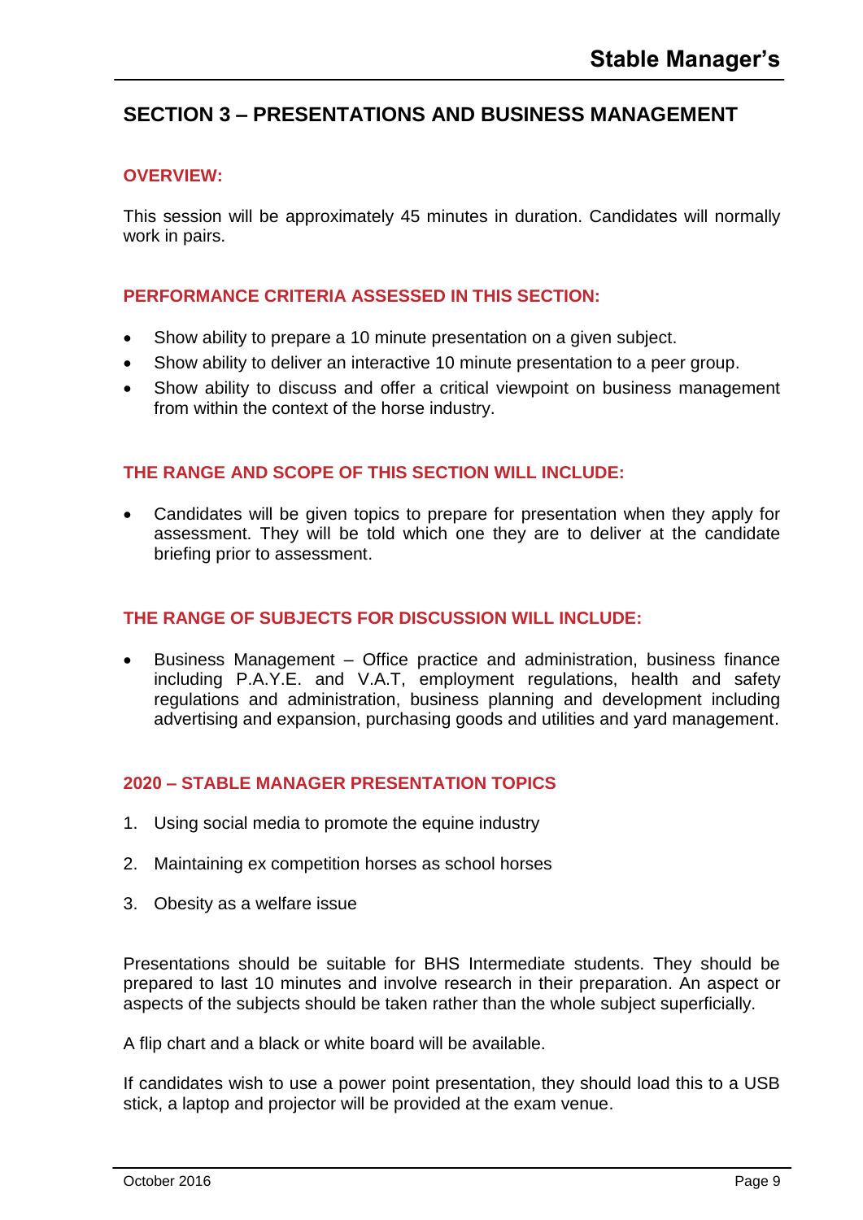## SECTION 3 – PRESENTATIONS AND BUSINESS MANAGEMENT

### OVERVIEW:

This session will be approximately 45 minutes in duration. Candidates will normally work in pairs.

### PERFORMANCE CRITERIA ASSESSED IN THIS SECTION:

- Show ability to prepare a 10 minute presentation on a given subject.
- Show ability to deliver an interactive 10 minute presentation to a peer group.
- Show ability to discuss and offer a critical viewpoint on business management from within the context of the horse industry.

### THE RANGE AND SCOPE OF THIS SECTION WILL INCLUDE:

- Candidates will be given topics to prepare for presentation when they apply for assessment. They will be told which one they are to deliver at the candidate briefing prior to assessment.

### THE RANGE OF SUBJECTS FOR DISCUSSION WILL INCLUDE:

- Business Management – Office practice and administration, business finance including P.A.Y.E. and V.A.T, employment regulations, health and safety regulations and administration, business planning and development including advertising and expansion, purchasing goods and utilities and yard management.

### 2020 – STABLE MANAGER PRESENTATION TOPICS

1. Using social media to promote the equine industry
2. Maintaining ex competition horses as school horses
3. Obesity as a welfare issue

Presentations should be suitable for BHS Intermediate students. They should be prepared to last 10 minutes and involve research in their preparation. An aspect or aspects of the subjects should be taken rather than the whole subject superficially.

A flip chart and a black or white board will be available.

If candidates wish to use a power point presentation, they should load this to a USB stick, a laptop and projector will be provided at the exam venue.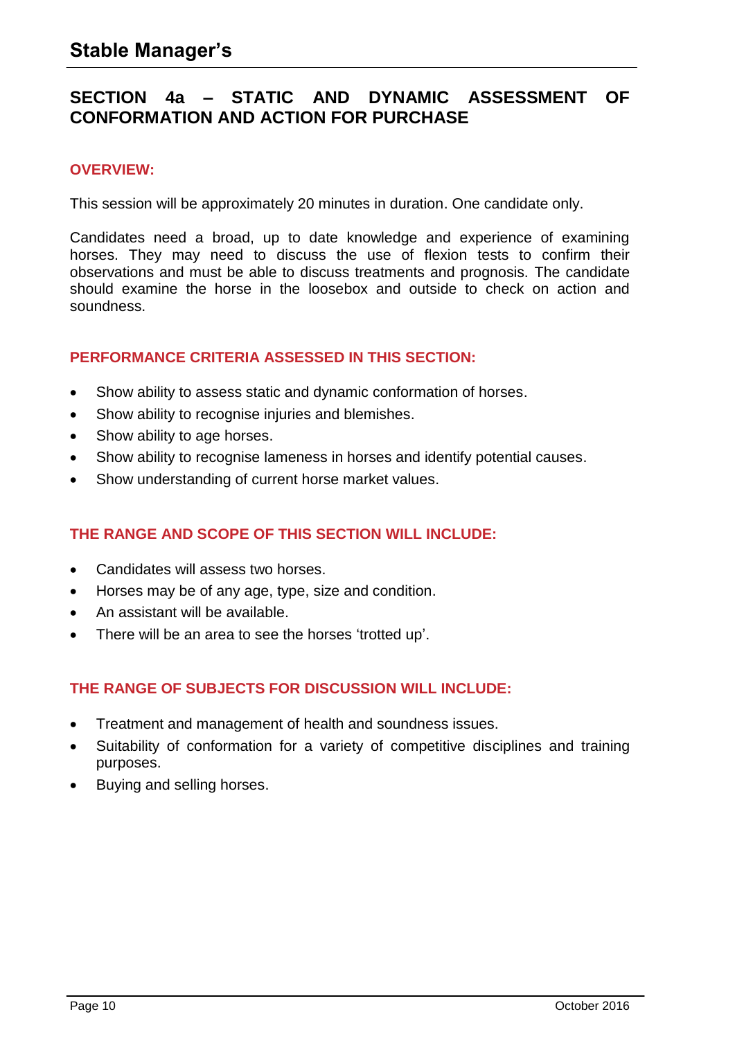## SECTION 4a – STATIC AND DYNAMIC ASSESSMENT OF CONFORMATION AND ACTION FOR PURCHASE

### OVERVIEW:

This session will be approximately 20 minutes in duration. One candidate only.

Candidates need a broad, up to date knowledge and experience of examining horses. They may need to discuss the use of flexion tests to confirm their observations and must be able to discuss treatments and prognosis. The candidate should examine the horse in the loosebox and outside to check on action and soundness.

### PERFORMANCE CRITERIA ASSESSED IN THIS SECTION:

- Show ability to assess static and dynamic conformation of horses.
- Show ability to recognise injuries and blemishes.
- Show ability to age horses.
- Show ability to recognise lameness in horses and identify potential causes.
- Show understanding of current horse market values.

### THE RANGE AND SCOPE OF THIS SECTION WILL INCLUDE:

- Candidates will assess two horses.
- Horses may be of any age, type, size and condition.
- An assistant will be available.
- There will be an area to see the horses 'trotted up'.

### THE RANGE OF SUBJECTS FOR DISCUSSION WILL INCLUDE:

- Treatment and management of health and soundness issues.
- Suitability of conformation for a variety of competitive disciplines and training purposes.
- Buying and selling horses.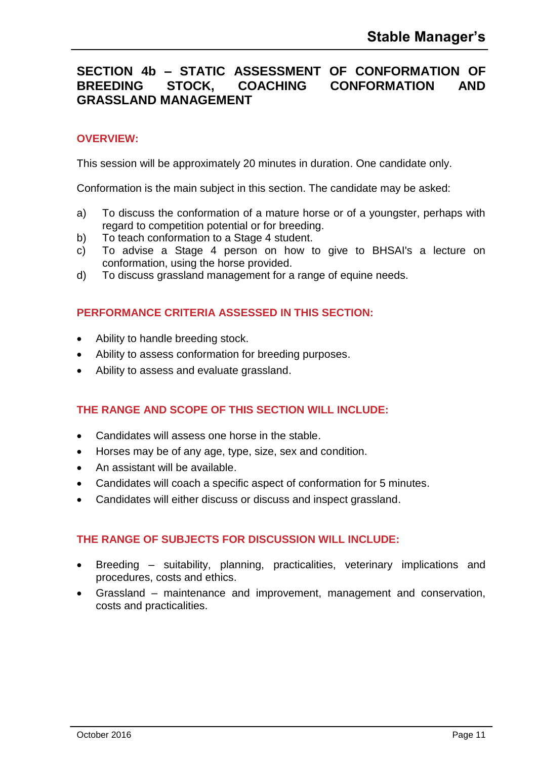## SECTION 4b – STATIC ASSESSMENT OF CONFORMATION OF BREEDING STOCK, COACHING CONFORMATION AND GRASSLAND MANAGEMENT

### OVERVIEW:

This session will be approximately 20 minutes in duration. One candidate only.

Conformation is the main subject in this section. The candidate may be asked:

a) To discuss the conformation of a mature horse or of a youngster, perhaps with regard to competition potential or for breeding.
b) To teach conformation to a Stage 4 student.
c) To advise a Stage 4 person on how to give to BHSAI's a lecture on conformation, using the horse provided.
d) To discuss grassland management for a range of equine needs.

### PERFORMANCE CRITERIA ASSESSED IN THIS SECTION:

- Ability to handle breeding stock.
- Ability to assess conformation for breeding purposes.
- Ability to assess and evaluate grassland.

### THE RANGE AND SCOPE OF THIS SECTION WILL INCLUDE:

- Candidates will assess one horse in the stable.
- Horses may be of any age, type, size, sex and condition.
- An assistant will be available.
- Candidates will coach a specific aspect of conformation for 5 minutes.
- Candidates will either discuss or discuss and inspect grassland.

### THE RANGE OF SUBJECTS FOR DISCUSSION WILL INCLUDE:

- Breeding – suitability, planning, practicalities, veterinary implications and procedures, costs and ethics.
- Grassland – maintenance and improvement, management and conservation, costs and practicalities.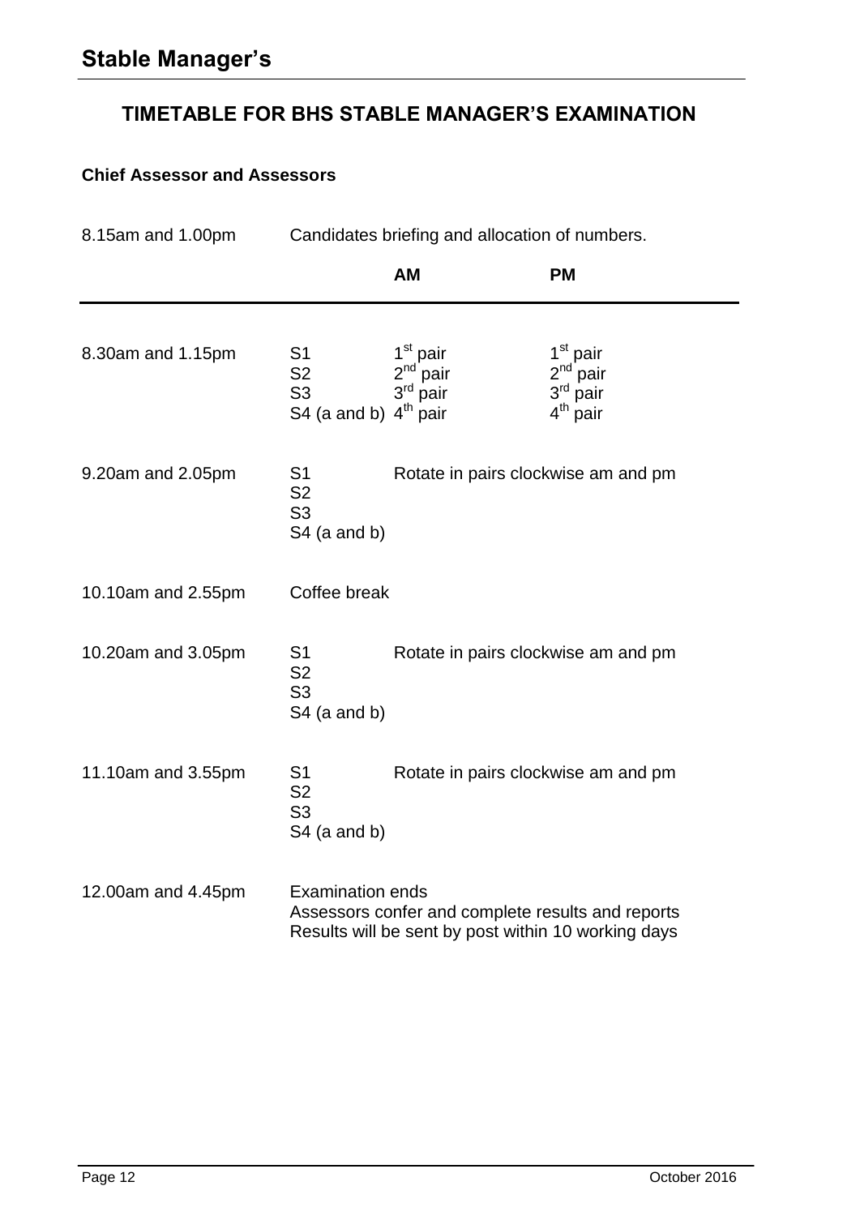## TIMETABLE FOR BHS STABLE MANAGER'S EXAMINATION

**Chief Assessor and Assessors**

8.15am and 1.00pm — Candidates briefing and allocation of numbers.

| | | AM | PM |
|---|---|---|---|
| 8.30am and 1.15pm | S1 | 1st pair | 1st pair |
| | S2 | 2nd pair | 2nd pair |
| | S3 | 3rd pair | 3rd pair |
| | S4 (a and b) | 4th pair | 4th pair |
| 9.20am and 2.05pm | S1<br>S2<br>S3<br>S4 (a and b) | Rotate in pairs clockwise am and pm | |
| 10.10am and 2.55pm | Coffee break | | |
| 10.20am and 3.05pm | S1<br>S2<br>S3<br>S4 (a and b) | Rotate in pairs clockwise am and pm | |
| 11.10am and 3.55pm | S1<br>S2<br>S3<br>S4 (a and b) | Rotate in pairs clockwise am and pm | |
| 12.00am and 4.45pm | Examination ends<br>Assessors confer and complete results and reports<br>Results will be sent by post within 10 working days | | |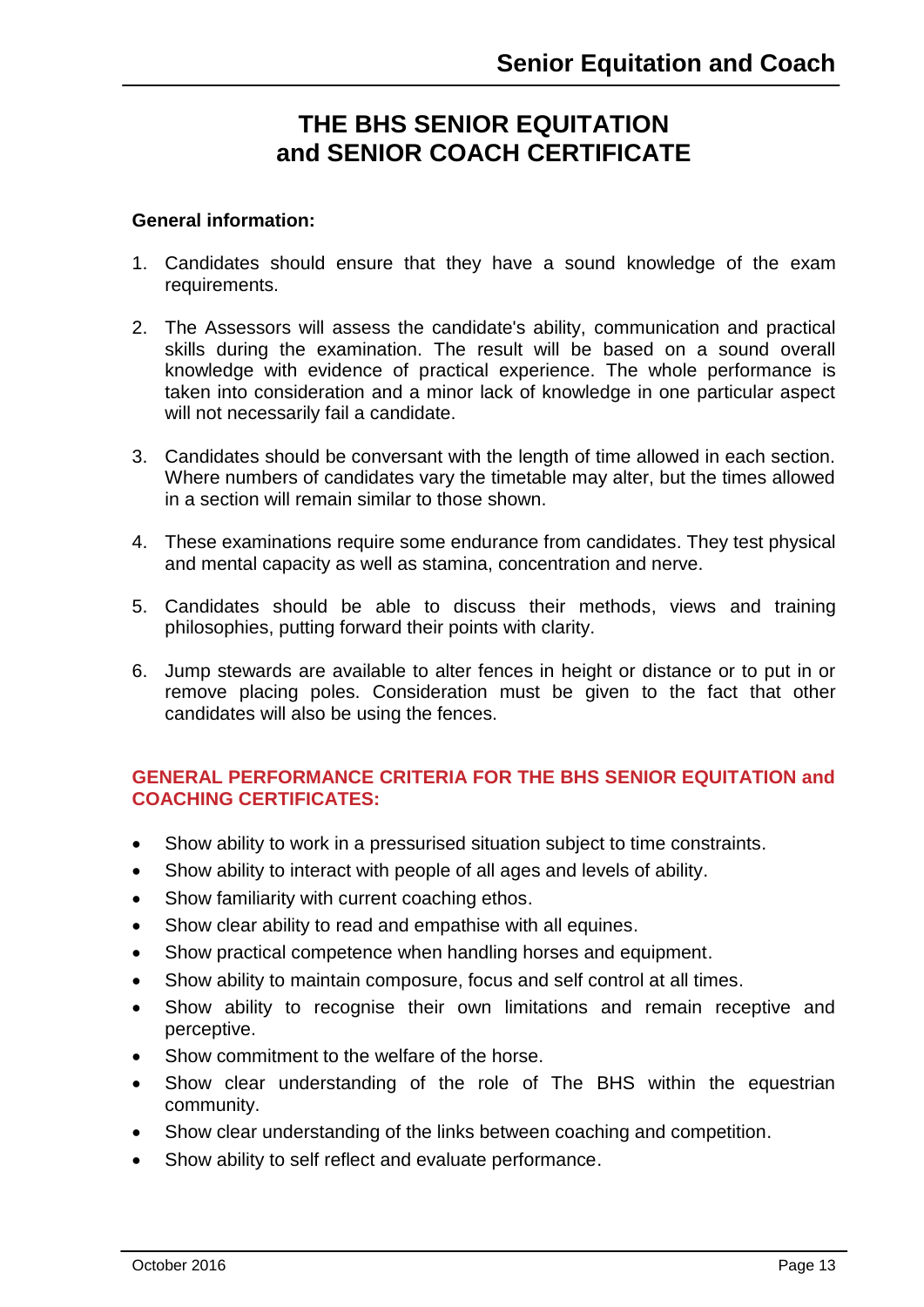# THE BHS SENIOR EQUITATION and SENIOR COACH CERTIFICATE

**General information:**

1. Candidates should ensure that they have a sound knowledge of the exam requirements.

2. The Assessors will assess the candidate's ability, communication and practical skills during the examination. The result will be based on a sound overall knowledge with evidence of practical experience. The whole performance is taken into consideration and a minor lack of knowledge in one particular aspect will not necessarily fail a candidate.

3. Candidates should be conversant with the length of time allowed in each section. Where numbers of candidates vary the timetable may alter, but the times allowed in a section will remain similar to those shown.

4. These examinations require some endurance from candidates. They test physical and mental capacity as well as stamina, concentration and nerve.

5. Candidates should be able to discuss their methods, views and training philosophies, putting forward their points with clarity.

6. Jump stewards are available to alter fences in height or distance or to put in or remove placing poles. Consideration must be given to the fact that other candidates will also be using the fences.

## GENERAL PERFORMANCE CRITERIA FOR THE BHS SENIOR EQUITATION and COACHING CERTIFICATES:

- Show ability to work in a pressurised situation subject to time constraints.
- Show ability to interact with people of all ages and levels of ability.
- Show familiarity with current coaching ethos.
- Show clear ability to read and empathise with all equines.
- Show practical competence when handling horses and equipment.
- Show ability to maintain composure, focus and self control at all times.
- Show ability to recognise their own limitations and remain receptive and perceptive.
- Show commitment to the welfare of the horse.
- Show clear understanding of the role of The BHS within the equestrian community.
- Show clear understanding of the links between coaching and competition.
- Show ability to self reflect and evaluate performance.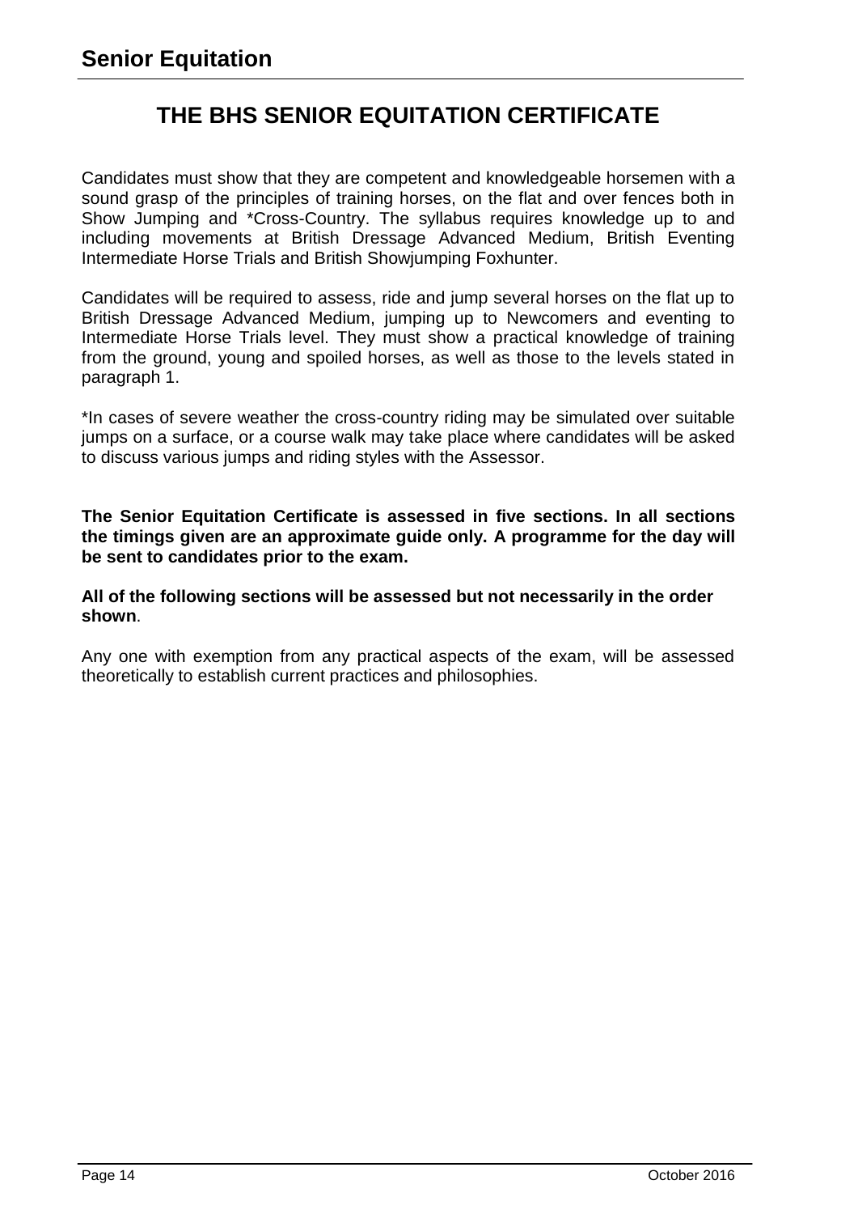# THE BHS SENIOR EQUITATION CERTIFICATE

Candidates must show that they are competent and knowledgeable horsemen with a sound grasp of the principles of training horses, on the flat and over fences both in Show Jumping and *Cross-Country. The syllabus requires knowledge up to and including movements at British Dressage Advanced Medium, British Eventing Intermediate Horse Trials and British Showjumping Foxhunter.

Candidates will be required to assess, ride and jump several horses on the flat up to British Dressage Advanced Medium, jumping up to Newcomers and eventing to Intermediate Horse Trials level. They must show a practical knowledge of training from the ground, young and spoiled horses, as well as those to the levels stated in paragraph 1.

*In cases of severe weather the cross-country riding may be simulated over suitable jumps on a surface, or a course walk may take place where candidates will be asked to discuss various jumps and riding styles with the Assessor.

**The Senior Equitation Certificate is assessed in five sections. In all sections the timings given are an approximate guide only. A programme for the day will be sent to candidates prior to the exam.**

**All of the following sections will be assessed but not necessarily in the order shown**.

Any one with exemption from any practical aspects of the exam, will be assessed theoretically to establish current practices and philosophies.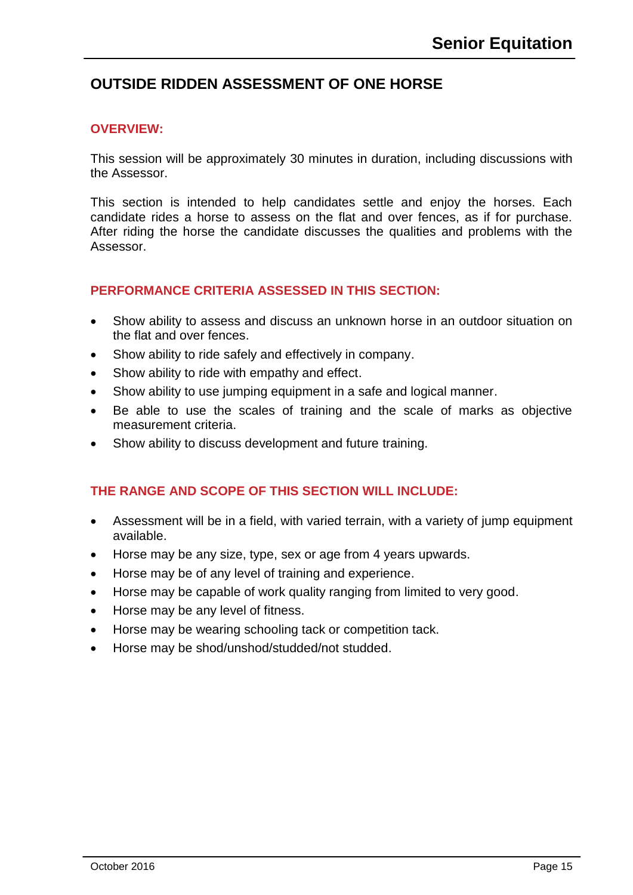## OUTSIDE RIDDEN ASSESSMENT OF ONE HORSE

### OVERVIEW:

This session will be approximately 30 minutes in duration, including discussions with the Assessor.

This section is intended to help candidates settle and enjoy the horses. Each candidate rides a horse to assess on the flat and over fences, as if for purchase. After riding the horse the candidate discusses the qualities and problems with the Assessor.

### PERFORMANCE CRITERIA ASSESSED IN THIS SECTION:

- Show ability to assess and discuss an unknown horse in an outdoor situation on the flat and over fences.
- Show ability to ride safely and effectively in company.
- Show ability to ride with empathy and effect.
- Show ability to use jumping equipment in a safe and logical manner.
- Be able to use the scales of training and the scale of marks as objective measurement criteria.
- Show ability to discuss development and future training.

### THE RANGE AND SCOPE OF THIS SECTION WILL INCLUDE:

- Assessment will be in a field, with varied terrain, with a variety of jump equipment available.
- Horse may be any size, type, sex or age from 4 years upwards.
- Horse may be of any level of training and experience.
- Horse may be capable of work quality ranging from limited to very good.
- Horse may be any level of fitness.
- Horse may be wearing schooling tack or competition tack.
- Horse may be shod/unshod/studded/not studded.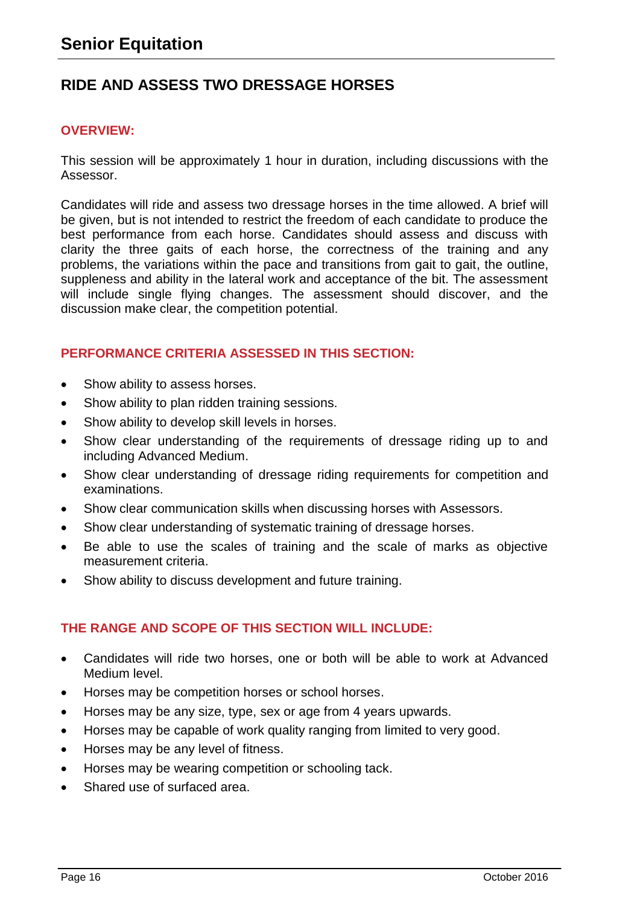# Senior Equitation

## RIDE AND ASSESS TWO DRESSAGE HORSES

### OVERVIEW:

This session will be approximately 1 hour in duration, including discussions with the Assessor.

Candidates will ride and assess two dressage horses in the time allowed. A brief will be given, but is not intended to restrict the freedom of each candidate to produce the best performance from each horse. Candidates should assess and discuss with clarity the three gaits of each horse, the correctness of the training and any problems, the variations within the pace and transitions from gait to gait, the outline, suppleness and ability in the lateral work and acceptance of the bit. The assessment will include single flying changes. The assessment should discover, and the discussion make clear, the competition potential.

### PERFORMANCE CRITERIA ASSESSED IN THIS SECTION:

- Show ability to assess horses.
- Show ability to plan ridden training sessions.
- Show ability to develop skill levels in horses.
- Show clear understanding of the requirements of dressage riding up to and including Advanced Medium.
- Show clear understanding of dressage riding requirements for competition and examinations.
- Show clear communication skills when discussing horses with Assessors.
- Show clear understanding of systematic training of dressage horses.
- Be able to use the scales of training and the scale of marks as objective measurement criteria.
- Show ability to discuss development and future training.

### THE RANGE AND SCOPE OF THIS SECTION WILL INCLUDE:

- Candidates will ride two horses, one or both will be able to work at Advanced Medium level.
- Horses may be competition horses or school horses.
- Horses may be any size, type, sex or age from 4 years upwards.
- Horses may be capable of work quality ranging from limited to very good.
- Horses may be any level of fitness.
- Horses may be wearing competition or schooling tack.
- Shared use of surfaced area.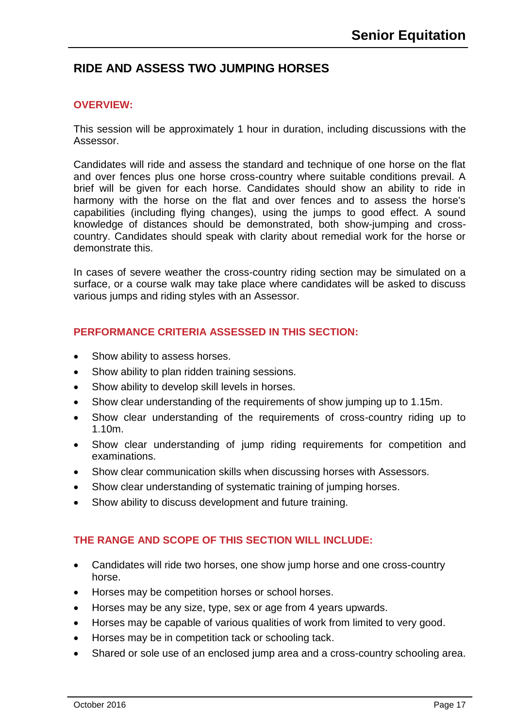## RIDE AND ASSESS TWO JUMPING HORSES

### OVERVIEW:

This session will be approximately 1 hour in duration, including discussions with the Assessor.

Candidates will ride and assess the standard and technique of one horse on the flat and over fences plus one horse cross-country where suitable conditions prevail. A brief will be given for each horse. Candidates should show an ability to ride in harmony with the horse on the flat and over fences and to assess the horse's capabilities (including flying changes), using the jumps to good effect. A sound knowledge of distances should be demonstrated, both show-jumping and cross-country. Candidates should speak with clarity about remedial work for the horse or demonstrate this.

In cases of severe weather the cross-country riding section may be simulated on a surface, or a course walk may take place where candidates will be asked to discuss various jumps and riding styles with an Assessor.

### PERFORMANCE CRITERIA ASSESSED IN THIS SECTION:

- Show ability to assess horses.
- Show ability to plan ridden training sessions.
- Show ability to develop skill levels in horses.
- Show clear understanding of the requirements of show jumping up to 1.15m.
- Show clear understanding of the requirements of cross-country riding up to 1.10m.
- Show clear understanding of jump riding requirements for competition and examinations.
- Show clear communication skills when discussing horses with Assessors.
- Show clear understanding of systematic training of jumping horses.
- Show ability to discuss development and future training.

### THE RANGE AND SCOPE OF THIS SECTION WILL INCLUDE:

- Candidates will ride two horses, one show jump horse and one cross-country horse.
- Horses may be competition horses or school horses.
- Horses may be any size, type, sex or age from 4 years upwards.
- Horses may be capable of various qualities of work from limited to very good.
- Horses may be in competition tack or schooling tack.
- Shared or sole use of an enclosed jump area and a cross-country schooling area.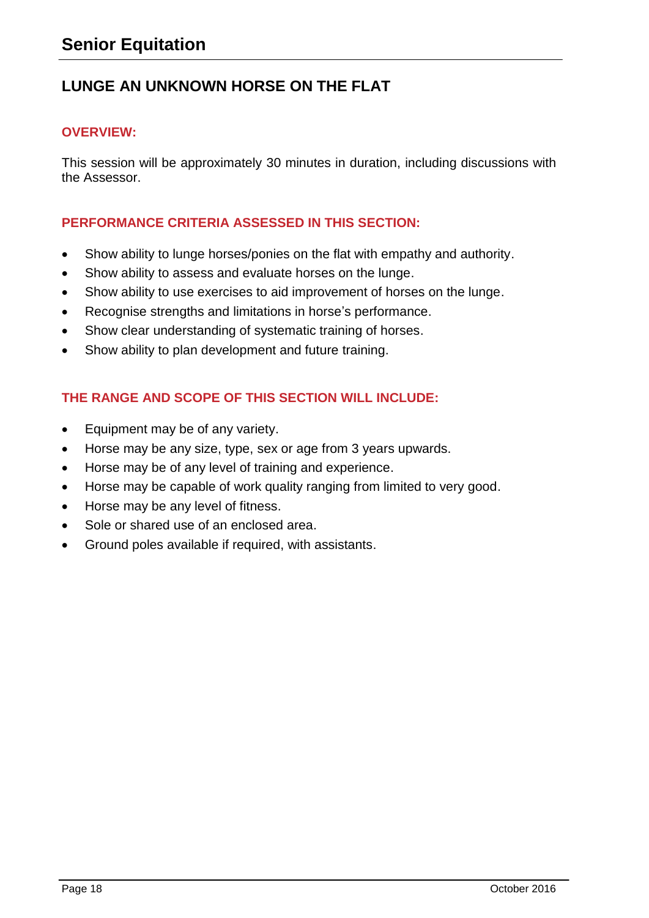# LUNGE AN UNKNOWN HORSE ON THE FLAT

## OVERVIEW:

This session will be approximately 30 minutes in duration, including discussions with the Assessor.

## PERFORMANCE CRITERIA ASSESSED IN THIS SECTION:

- Show ability to lunge horses/ponies on the flat with empathy and authority.
- Show ability to assess and evaluate horses on the lunge.
- Show ability to use exercises to aid improvement of horses on the lunge.
- Recognise strengths and limitations in horse's performance.
- Show clear understanding of systematic training of horses.
- Show ability to plan development and future training.

## THE RANGE AND SCOPE OF THIS SECTION WILL INCLUDE:

- Equipment may be of any variety.
- Horse may be any size, type, sex or age from 3 years upwards.
- Horse may be of any level of training and experience.
- Horse may be capable of work quality ranging from limited to very good.
- Horse may be any level of fitness.
- Sole or shared use of an enclosed area.
- Ground poles available if required, with assistants.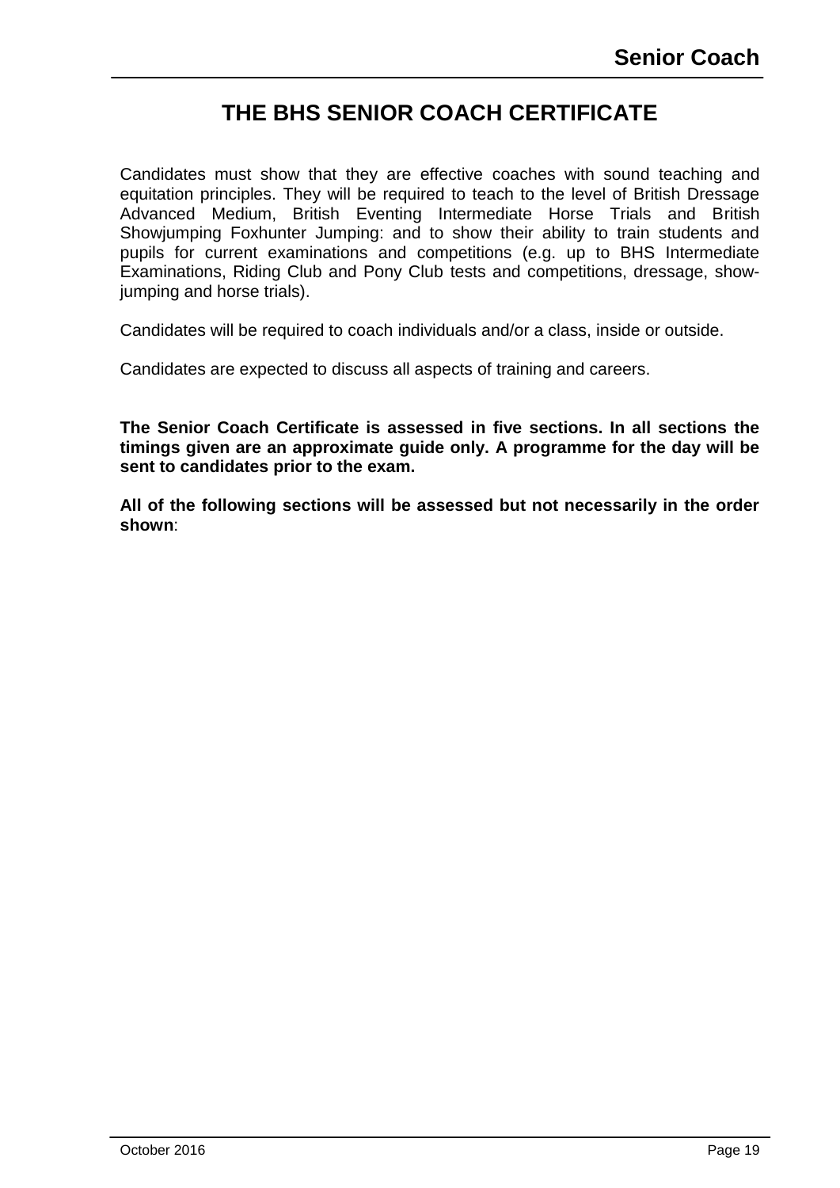# THE BHS SENIOR COACH CERTIFICATE

Candidates must show that they are effective coaches with sound teaching and equitation principles. They will be required to teach to the level of British Dressage Advanced Medium, British Eventing Intermediate Horse Trials and British Showjumping Foxhunter Jumping: and to show their ability to train students and pupils for current examinations and competitions (e.g. up to BHS Intermediate Examinations, Riding Club and Pony Club tests and competitions, dressage, show-jumping and horse trials).

Candidates will be required to coach individuals and/or a class, inside or outside.

Candidates are expected to discuss all aspects of training and careers.

**The Senior Coach Certificate is assessed in five sections. In all sections the timings given are an approximate guide only. A programme for the day will be sent to candidates prior to the exam.**

**All of the following sections will be assessed but not necessarily in the order shown**: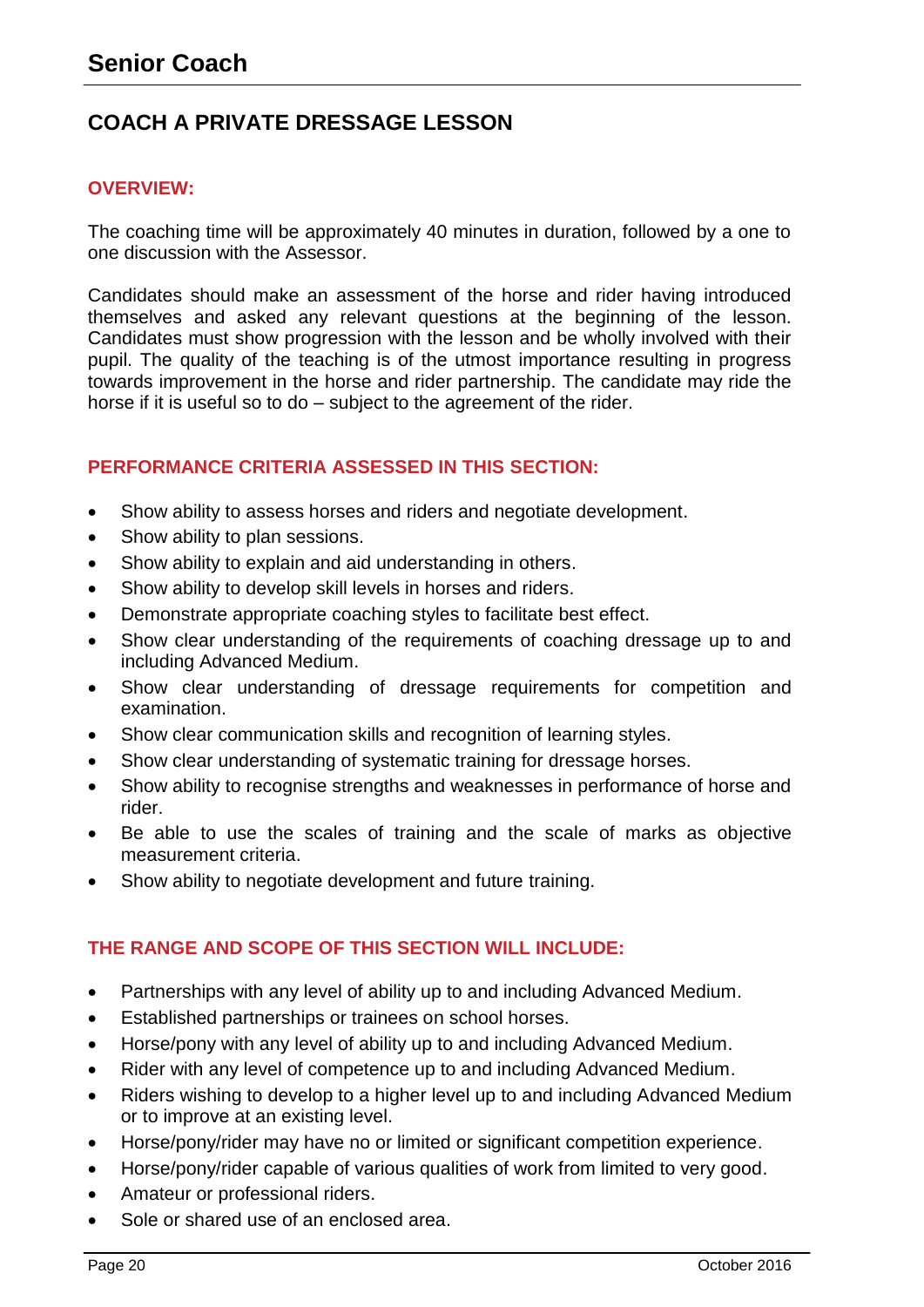# Senior Coach

## COACH A PRIVATE DRESSAGE LESSON

### OVERVIEW:

The coaching time will be approximately 40 minutes in duration, followed by a one to one discussion with the Assessor.

Candidates should make an assessment of the horse and rider having introduced themselves and asked any relevant questions at the beginning of the lesson. Candidates must show progression with the lesson and be wholly involved with their pupil. The quality of the teaching is of the utmost importance resulting in progress towards improvement in the horse and rider partnership. The candidate may ride the horse if it is useful so to do – subject to the agreement of the rider.

### PERFORMANCE CRITERIA ASSESSED IN THIS SECTION:

- Show ability to assess horses and riders and negotiate development.
- Show ability to plan sessions.
- Show ability to explain and aid understanding in others.
- Show ability to develop skill levels in horses and riders.
- Demonstrate appropriate coaching styles to facilitate best effect.
- Show clear understanding of the requirements of coaching dressage up to and including Advanced Medium.
- Show clear understanding of dressage requirements for competition and examination.
- Show clear communication skills and recognition of learning styles.
- Show clear understanding of systematic training for dressage horses.
- Show ability to recognise strengths and weaknesses in performance of horse and rider.
- Be able to use the scales of training and the scale of marks as objective measurement criteria.
- Show ability to negotiate development and future training.

### THE RANGE AND SCOPE OF THIS SECTION WILL INCLUDE:

- Partnerships with any level of ability up to and including Advanced Medium.
- Established partnerships or trainees on school horses.
- Horse/pony with any level of ability up to and including Advanced Medium.
- Rider with any level of competence up to and including Advanced Medium.
- Riders wishing to develop to a higher level up to and including Advanced Medium or to improve at an existing level.
- Horse/pony/rider may have no or limited or significant competition experience.
- Horse/pony/rider capable of various qualities of work from limited to very good.
- Amateur or professional riders.
- Sole or shared use of an enclosed area.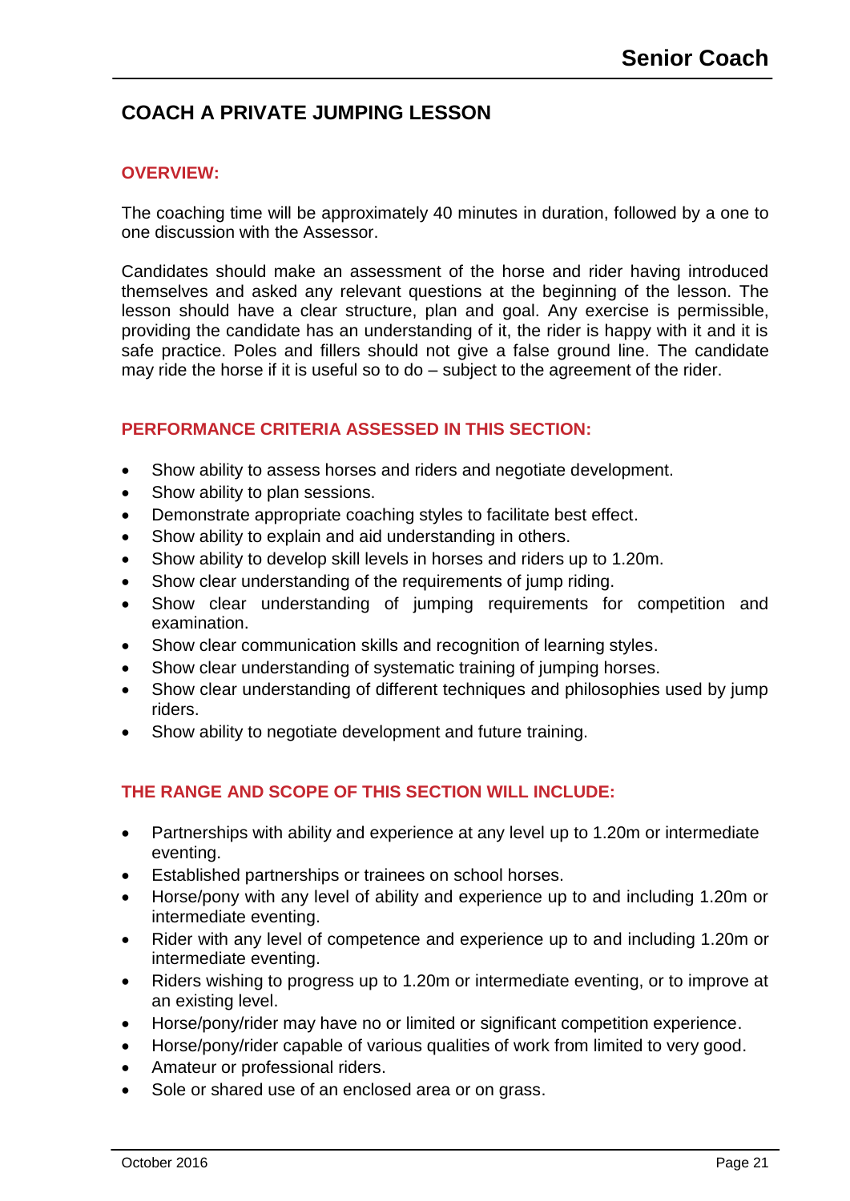## COACH A PRIVATE JUMPING LESSON

### OVERVIEW:

The coaching time will be approximately 40 minutes in duration, followed by a one to one discussion with the Assessor.

Candidates should make an assessment of the horse and rider having introduced themselves and asked any relevant questions at the beginning of the lesson. The lesson should have a clear structure, plan and goal. Any exercise is permissible, providing the candidate has an understanding of it, the rider is happy with it and it is safe practice. Poles and fillers should not give a false ground line. The candidate may ride the horse if it is useful so to do – subject to the agreement of the rider.

### PERFORMANCE CRITERIA ASSESSED IN THIS SECTION:

- Show ability to assess horses and riders and negotiate development.
- Show ability to plan sessions.
- Demonstrate appropriate coaching styles to facilitate best effect.
- Show ability to explain and aid understanding in others.
- Show ability to develop skill levels in horses and riders up to 1.20m.
- Show clear understanding of the requirements of jump riding.
- Show clear understanding of jumping requirements for competition and examination.
- Show clear communication skills and recognition of learning styles.
- Show clear understanding of systematic training of jumping horses.
- Show clear understanding of different techniques and philosophies used by jump riders.
- Show ability to negotiate development and future training.

### THE RANGE AND SCOPE OF THIS SECTION WILL INCLUDE:

- Partnerships with ability and experience at any level up to 1.20m or intermediate eventing.
- Established partnerships or trainees on school horses.
- Horse/pony with any level of ability and experience up to and including 1.20m or intermediate eventing.
- Rider with any level of competence and experience up to and including 1.20m or intermediate eventing.
- Riders wishing to progress up to 1.20m or intermediate eventing, or to improve at an existing level.
- Horse/pony/rider may have no or limited or significant competition experience.
- Horse/pony/rider capable of various qualities of work from limited to very good.
- Amateur or professional riders.
- Sole or shared use of an enclosed area or on grass.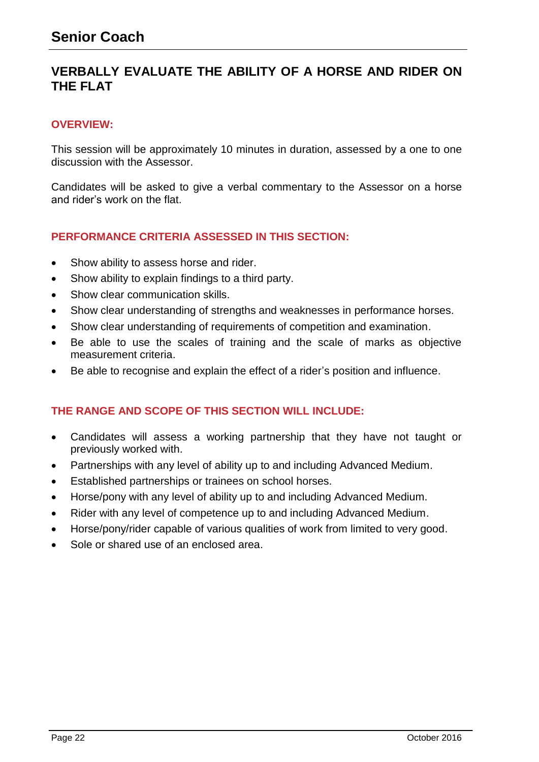# VERBALLY EVALUATE THE ABILITY OF A HORSE AND RIDER ON THE FLAT

## OVERVIEW:

This session will be approximately 10 minutes in duration, assessed by a one to one discussion with the Assessor.

Candidates will be asked to give a verbal commentary to the Assessor on a horse and rider's work on the flat.

## PERFORMANCE CRITERIA ASSESSED IN THIS SECTION:

- Show ability to assess horse and rider.
- Show ability to explain findings to a third party.
- Show clear communication skills.
- Show clear understanding of strengths and weaknesses in performance horses.
- Show clear understanding of requirements of competition and examination.
- Be able to use the scales of training and the scale of marks as objective measurement criteria.
- Be able to recognise and explain the effect of a rider's position and influence.

## THE RANGE AND SCOPE OF THIS SECTION WILL INCLUDE:

- Candidates will assess a working partnership that they have not taught or previously worked with.
- Partnerships with any level of ability up to and including Advanced Medium.
- Established partnerships or trainees on school horses.
- Horse/pony with any level of ability up to and including Advanced Medium.
- Rider with any level of competence up to and including Advanced Medium.
- Horse/pony/rider capable of various qualities of work from limited to very good.
- Sole or shared use of an enclosed area.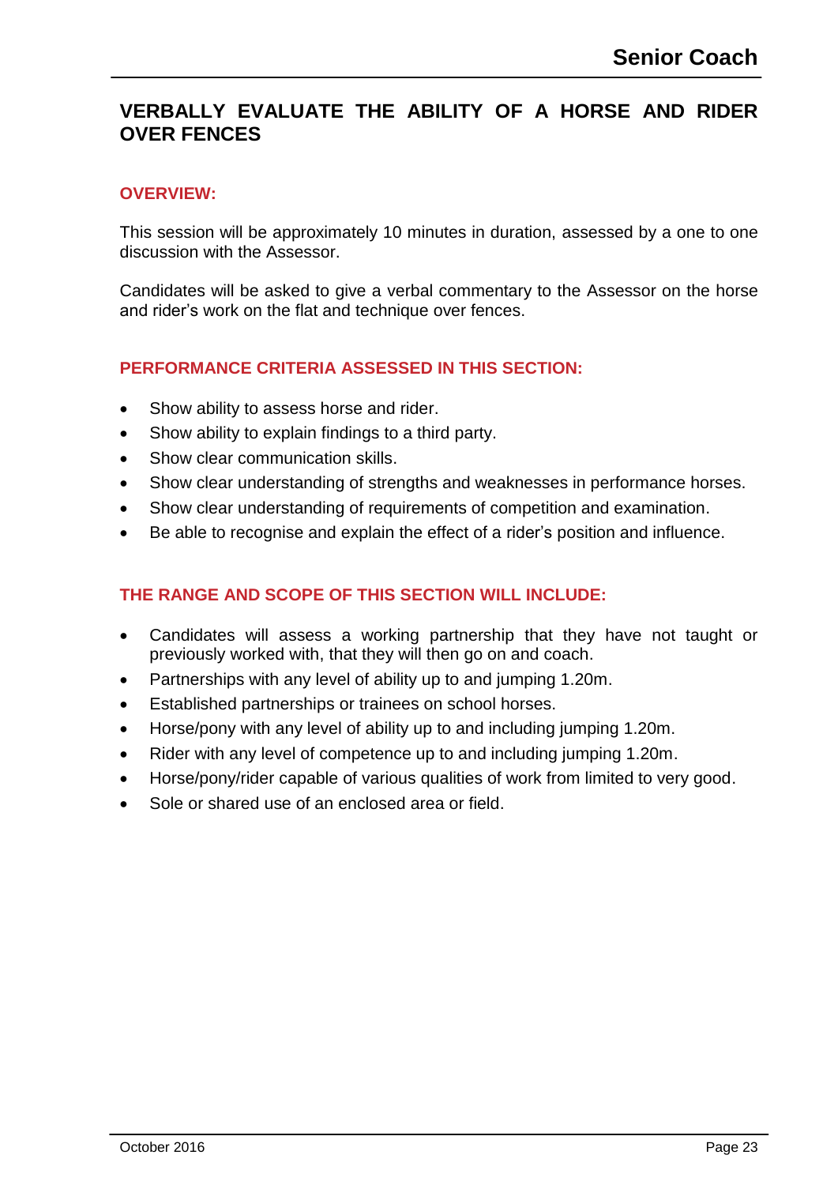## VERBALLY EVALUATE THE ABILITY OF A HORSE AND RIDER OVER FENCES

### OVERVIEW:

This session will be approximately 10 minutes in duration, assessed by a one to one discussion with the Assessor.

Candidates will be asked to give a verbal commentary to the Assessor on the horse and rider's work on the flat and technique over fences.

### PERFORMANCE CRITERIA ASSESSED IN THIS SECTION:

- Show ability to assess horse and rider.
- Show ability to explain findings to a third party.
- Show clear communication skills.
- Show clear understanding of strengths and weaknesses in performance horses.
- Show clear understanding of requirements of competition and examination.
- Be able to recognise and explain the effect of a rider's position and influence.

### THE RANGE AND SCOPE OF THIS SECTION WILL INCLUDE:

- Candidates will assess a working partnership that they have not taught or previously worked with, that they will then go on and coach.
- Partnerships with any level of ability up to and jumping 1.20m.
- Established partnerships or trainees on school horses.
- Horse/pony with any level of ability up to and including jumping 1.20m.
- Rider with any level of competence up to and including jumping 1.20m.
- Horse/pony/rider capable of various qualities of work from limited to very good.
- Sole or shared use of an enclosed area or field.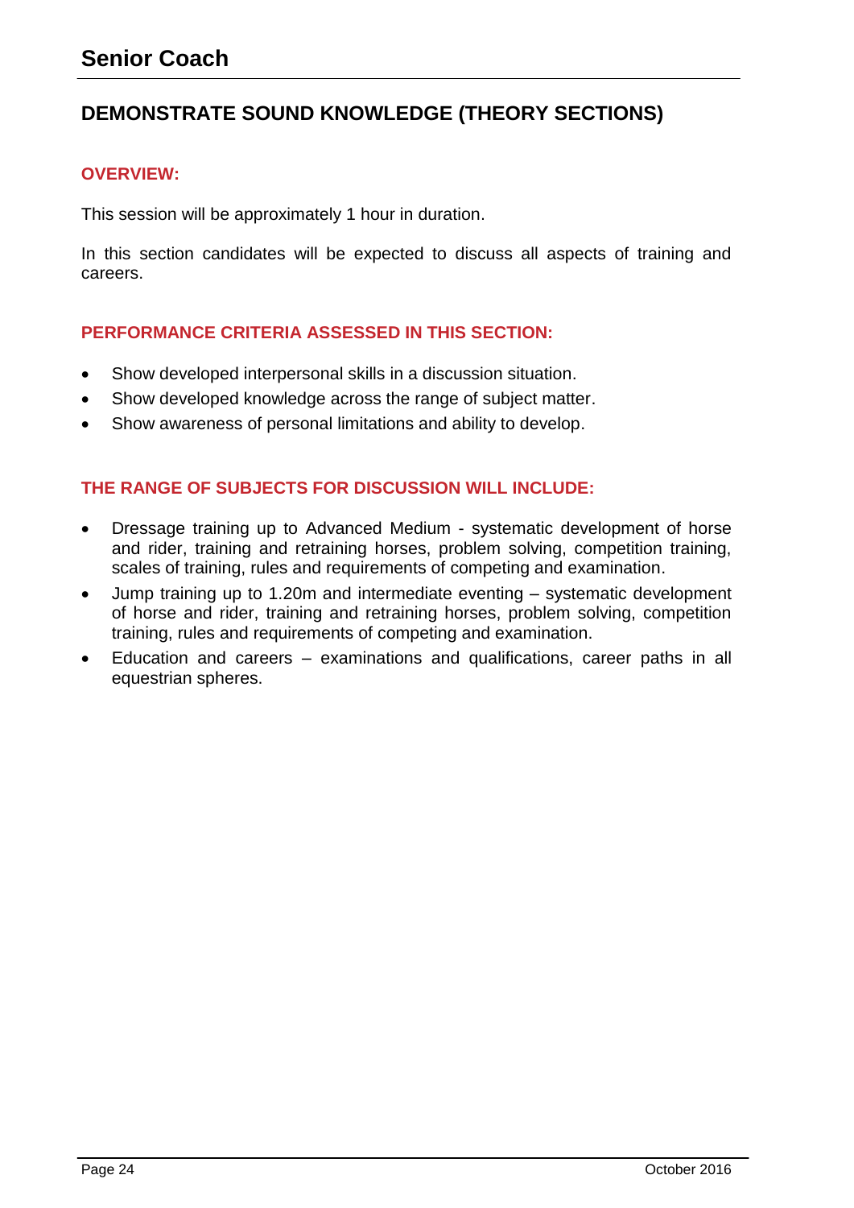# Senior Coach

## DEMONSTRATE SOUND KNOWLEDGE (THEORY SECTIONS)

### OVERVIEW:

This session will be approximately 1 hour in duration.

In this section candidates will be expected to discuss all aspects of training and careers.

### PERFORMANCE CRITERIA ASSESSED IN THIS SECTION:

- Show developed interpersonal skills in a discussion situation.
- Show developed knowledge across the range of subject matter.
- Show awareness of personal limitations and ability to develop.

### THE RANGE OF SUBJECTS FOR DISCUSSION WILL INCLUDE:

- Dressage training up to Advanced Medium - systematic development of horse and rider, training and retraining horses, problem solving, competition training, scales of training, rules and requirements of competing and examination.
- Jump training up to 1.20m and intermediate eventing – systematic development of horse and rider, training and retraining horses, problem solving, competition training, rules and requirements of competing and examination.
- Education and careers – examinations and qualifications, career paths in all equestrian spheres.